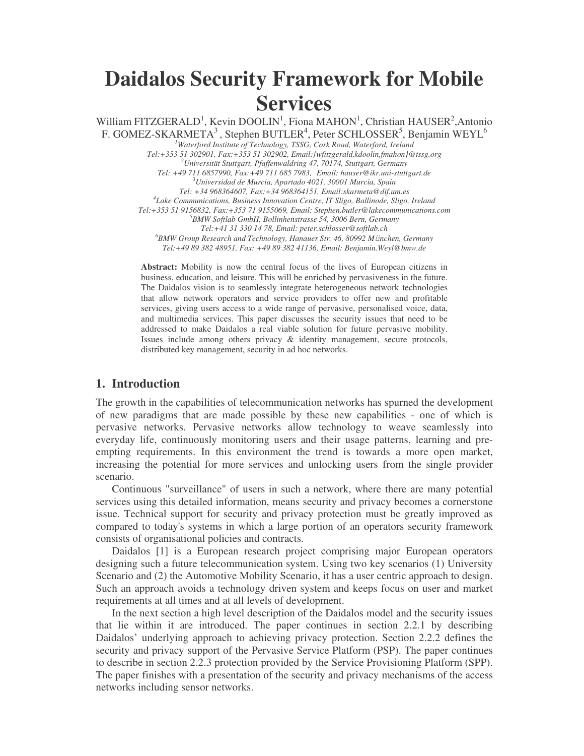# Daidalos Security Framework for Mobile Services

William FITZGERALD[1], Kevin DOOLIN[1], Fiona MAHON[1], Christian HAUSER[2], Antonio F. GOMEZ-SKARMETA[3], Stephen BUTLER[4], Peter SCHLOSSER[5], Benjamin WEYL[6]

[1]*Waterford Institute of Technology, TSSG, Cork Road, Waterford, Ireland*
*Tel:+353 51 302901, Fax:+353 51 302902, Email:{wfitzgerald,kdoolin,fmahon}@tssg.org*
[2]*Universität Stuttgart, Pfaffenwaldring 47, 70174, Stuttgart, Germany*
*Tel: +49 711 6857990, Fax:+49 711 685 7983, Email: hauser@ikr.uni-stuttgart.de*
[3]*Universidad de Murcia, Apartado 4021, 30001 Murcia, Spain*
*Tel: +34 968364607, Fax:+34 968364151, Email:skarmeta@dif.um.es*
[4]*Lake Communications, Business Innovation Centre, IT Sligo, Ballinode, Sligo, Ireland*
*Tel:+353 51 9156832, Fax:+353 71 9155069, Email: Stephen.butler@lakecommunications.com*
[5]*BMW Softlab GmbH, Bollinhenstrasse 54, 3006 Bern, Germany*
*Tel:+41 31 330 14 78, Email: peter.schlosser@softlab.ch*
[6]*BMW Group Research and Technology, Hanauer Str. 46, 80992 München, Germany*
*Tel:+49 89 382 48951, Fax: +49 89 382 41136, Email: Benjamin.Weyl@bmw.de*

**Abstract:** Mobility is now the central focus of the lives of European citizens in business, education, and leisure. This will be enriched by pervasiveness in the future. The Daidalos vision is to seamlessly integrate heterogeneous network technologies that allow network operators and service providers to offer new and profitable services, giving users access to a wide range of pervasive, personalised voice, data, and multimedia services. This paper discusses the security issues that need to be addressed to make Daidalos a real viable solution for future pervasive mobility. Issues include among others privacy & identity management, secure protocols, distributed key management, security in ad hoc networks.

## 1. Introduction

The growth in the capabilities of telecommunication networks has spurned the development of new paradigms that are made possible by these new capabilities - one of which is pervasive networks. Pervasive networks allow technology to weave seamlessly into everyday life, continuously monitoring users and their usage patterns, learning and pre-empting requirements. In this environment the trend is towards a more open market, increasing the potential for more services and unlocking users from the single provider scenario.

Continuous "surveillance" of users in such a network, where there are many potential services using this detailed information, means security and privacy becomes a cornerstone issue. Technical support for security and privacy protection must be greatly improved as compared to today's systems in which a large portion of an operators security framework consists of organisational policies and contracts.

Daidalos [1] is a European research project comprising major European operators designing such a future telecommunication system. Using two key scenarios (1) University Scenario and (2) the Automotive Mobility Scenario, it has a user centric approach to design. Such an approach avoids a technology driven system and keeps focus on user and market requirements at all times and at all levels of development.

In the next section a high level description of the Daidalos model and the security issues that lie within it are introduced. The paper continues in section 2.2.1 by describing Daidalos' underlying approach to achieving privacy protection. Section 2.2.2 defines the security and privacy support of the Pervasive Service Platform (PSP). The paper continues to describe in section 2.2.3 protection provided by the Service Provisioning Platform (SPP). The paper finishes with a presentation of the security and privacy mechanisms of the access networks including sensor networks.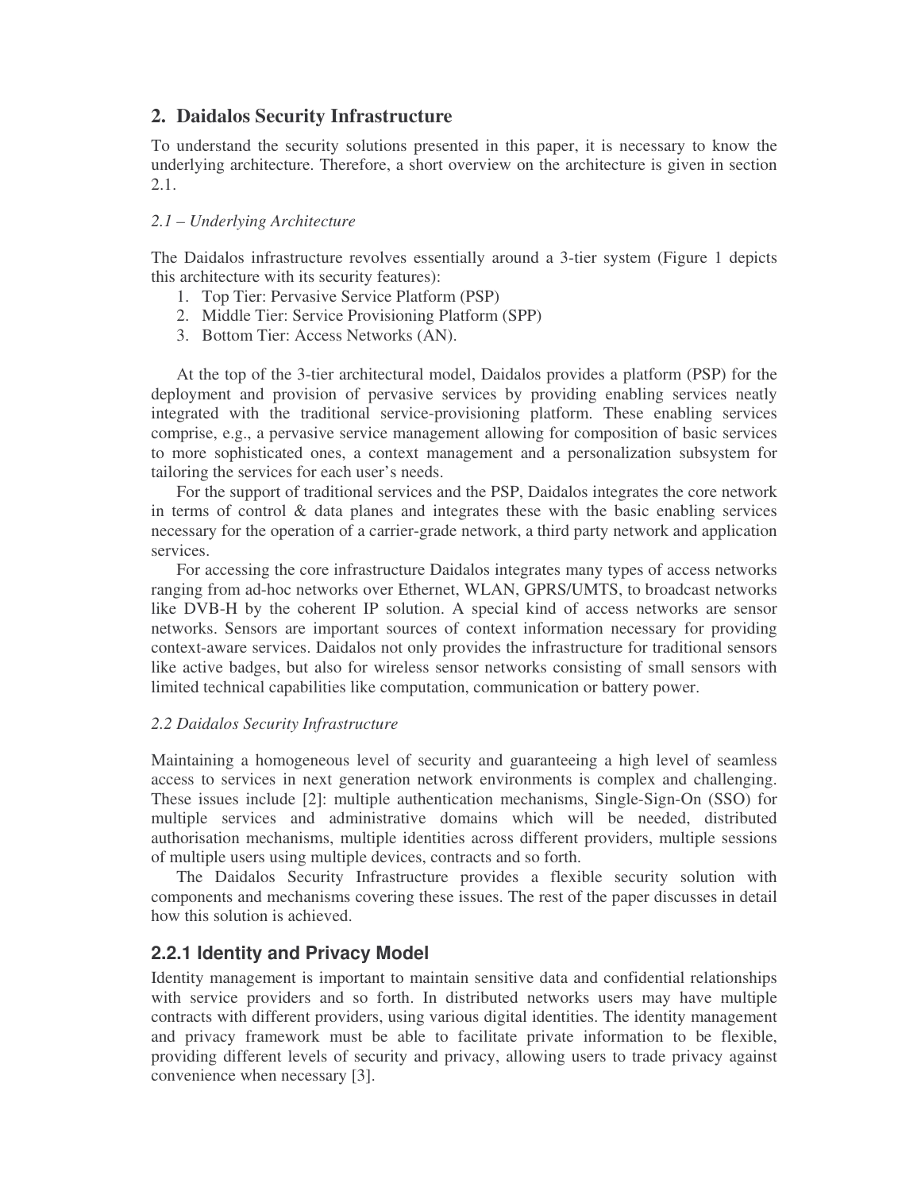## 2. Daidalos Security Infrastructure

To understand the security solutions presented in this paper, it is necessary to know the underlying architecture. Therefore, a short overview on the architecture is given in section 2.1.

*2.1 – Underlying Architecture*

The Daidalos infrastructure revolves essentially around a 3-tier system (Figure 1 depicts this architecture with its security features):

1. Top Tier: Pervasive Service Platform (PSP)
2. Middle Tier: Service Provisioning Platform (SPP)
3. Bottom Tier: Access Networks (AN).

At the top of the 3-tier architectural model, Daidalos provides a platform (PSP) for the deployment and provision of pervasive services by providing enabling services neatly integrated with the traditional service-provisioning platform. These enabling services comprise, e.g., a pervasive service management allowing for composition of basic services to more sophisticated ones, a context management and a personalization subsystem for tailoring the services for each user's needs.

For the support of traditional services and the PSP, Daidalos integrates the core network in terms of control & data planes and integrates these with the basic enabling services necessary for the operation of a carrier-grade network, a third party network and application services.

For accessing the core infrastructure Daidalos integrates many types of access networks ranging from ad-hoc networks over Ethernet, WLAN, GPRS/UMTS, to broadcast networks like DVB-H by the coherent IP solution. A special kind of access networks are sensor networks. Sensors are important sources of context information necessary for providing context-aware services. Daidalos not only provides the infrastructure for traditional sensors like active badges, but also for wireless sensor networks consisting of small sensors with limited technical capabilities like computation, communication or battery power.

*2.2 Daidalos Security Infrastructure*

Maintaining a homogeneous level of security and guaranteeing a high level of seamless access to services in next generation network environments is complex and challenging. These issues include [2]: multiple authentication mechanisms, Single-Sign-On (SSO) for multiple services and administrative domains which will be needed, distributed authorisation mechanisms, multiple identities across different providers, multiple sessions of multiple users using multiple devices, contracts and so forth.

The Daidalos Security Infrastructure provides a flexible security solution with components and mechanisms covering these issues. The rest of the paper discusses in detail how this solution is achieved.

### 2.2.1 Identity and Privacy Model

Identity management is important to maintain sensitive data and confidential relationships with service providers and so forth. In distributed networks users may have multiple contracts with different providers, using various digital identities. The identity management and privacy framework must be able to facilitate private information to be flexible, providing different levels of security and privacy, allowing users to trade privacy against convenience when necessary [3].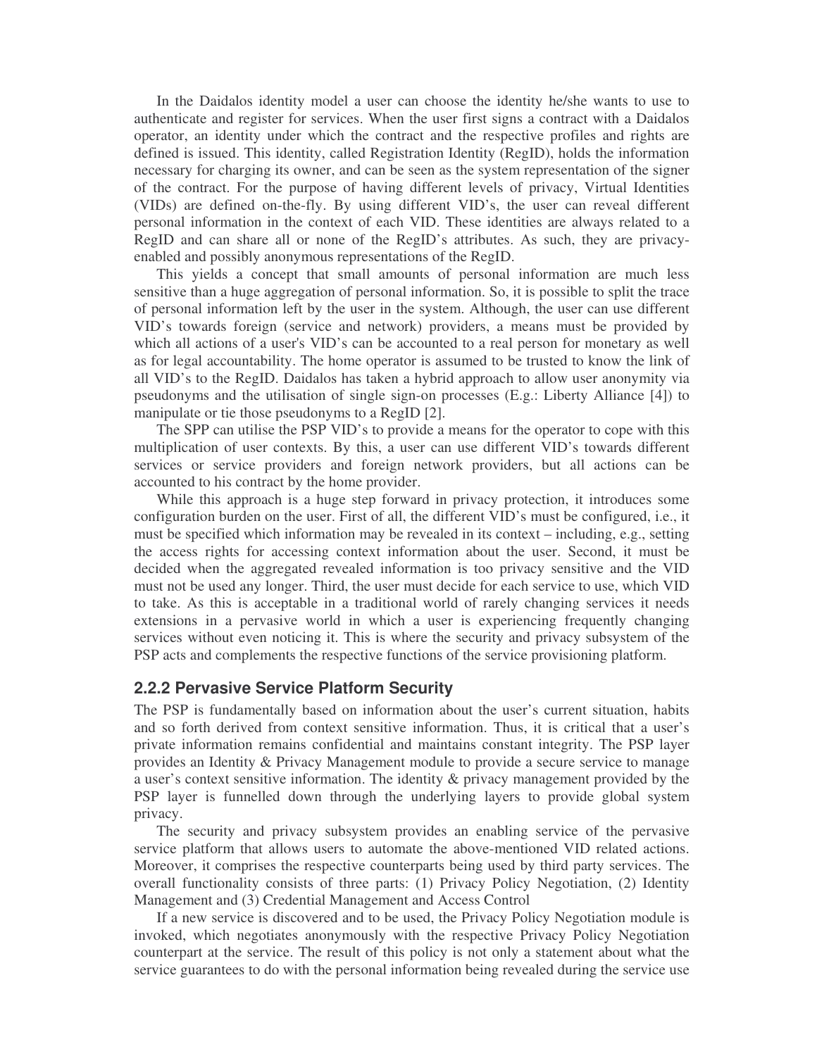In the Daidalos identity model a user can choose the identity he/she wants to use to authenticate and register for services. When the user first signs a contract with a Daidalos operator, an identity under which the contract and the respective profiles and rights are defined is issued. This identity, called Registration Identity (RegID), holds the information necessary for charging its owner, and can be seen as the system representation of the signer of the contract. For the purpose of having different levels of privacy, Virtual Identities (VIDs) are defined on-the-fly. By using different VID's, the user can reveal different personal information in the context of each VID. These identities are always related to a RegID and can share all or none of the RegID's attributes. As such, they are privacy-enabled and possibly anonymous representations of the RegID.

This yields a concept that small amounts of personal information are much less sensitive than a huge aggregation of personal information. So, it is possible to split the trace of personal information left by the user in the system. Although, the user can use different VID's towards foreign (service and network) providers, a means must be provided by which all actions of a user's VID's can be accounted to a real person for monetary as well as for legal accountability. The home operator is assumed to be trusted to know the link of all VID's to the RegID. Daidalos has taken a hybrid approach to allow user anonymity via pseudonyms and the utilisation of single sign-on processes (E.g.: Liberty Alliance [4]) to manipulate or tie those pseudonyms to a RegID [2].

The SPP can utilise the PSP VID's to provide a means for the operator to cope with this multiplication of user contexts. By this, a user can use different VID's towards different services or service providers and foreign network providers, but all actions can be accounted to his contract by the home provider.

While this approach is a huge step forward in privacy protection, it introduces some configuration burden on the user. First of all, the different VID's must be configured, i.e., it must be specified which information may be revealed in its context – including, e.g., setting the access rights for accessing context information about the user. Second, it must be decided when the aggregated revealed information is too privacy sensitive and the VID must not be used any longer. Third, the user must decide for each service to use, which VID to take. As this is acceptable in a traditional world of rarely changing services it needs extensions in a pervasive world in which a user is experiencing frequently changing services without even noticing it. This is where the security and privacy subsystem of the PSP acts and complements the respective functions of the service provisioning platform.

### 2.2.2 Pervasive Service Platform Security

The PSP is fundamentally based on information about the user's current situation, habits and so forth derived from context sensitive information. Thus, it is critical that a user's private information remains confidential and maintains constant integrity. The PSP layer provides an Identity & Privacy Management module to provide a secure service to manage a user's context sensitive information. The identity & privacy management provided by the PSP layer is funnelled down through the underlying layers to provide global system privacy.

The security and privacy subsystem provides an enabling service of the pervasive service platform that allows users to automate the above-mentioned VID related actions. Moreover, it comprises the respective counterparts being used by third party services. The overall functionality consists of three parts: (1) Privacy Policy Negotiation, (2) Identity Management and (3) Credential Management and Access Control

If a new service is discovered and to be used, the Privacy Policy Negotiation module is invoked, which negotiates anonymously with the respective Privacy Policy Negotiation counterpart at the service. The result of this policy is not only a statement about what the service guarantees to do with the personal information being revealed during the service use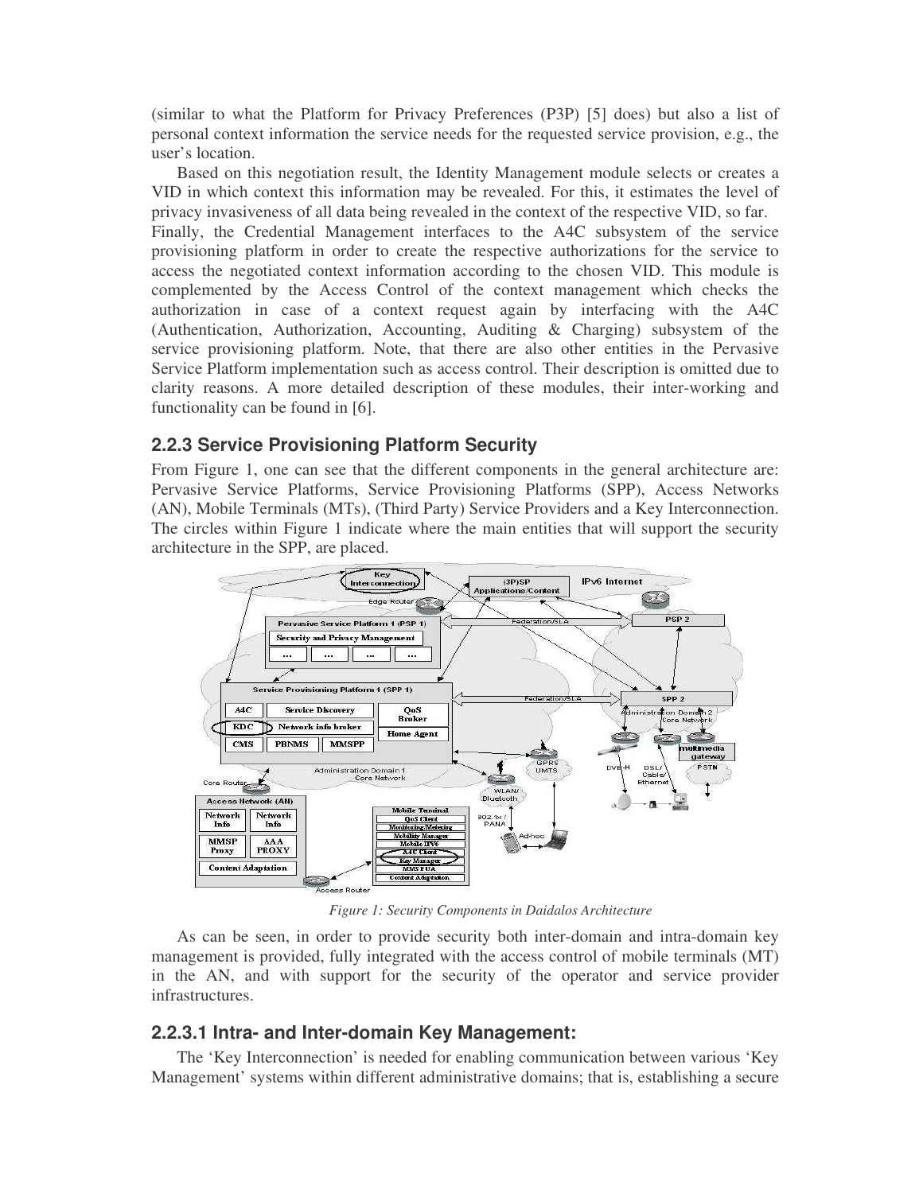(similar to what the Platform for Privacy Preferences (P3P) [5] does) but also a list of personal context information the service needs for the requested service provision, e.g., the user's location.

Based on this negotiation result, the Identity Management module selects or creates a VID in which context this information may be revealed. For this, it estimates the level of privacy invasiveness of all data being revealed in the context of the respective VID, so far. Finally, the Credential Management interfaces to the A4C subsystem of the service provisioning platform in order to create the respective authorizations for the service to access the negotiated context information according to the chosen VID. This module is complemented by the Access Control of the context management which checks the authorization in case of a context request again by interfacing with the A4C (Authentication, Authorization, Accounting, Auditing & Charging) subsystem of the service provisioning platform. Note, that there are also other entities in the Pervasive Service Platform implementation such as access control. Their description is omitted due to clarity reasons. A more detailed description of these modules, their inter-working and functionality can be found in [6].

### 2.2.3 Service Provisioning Platform Security

From Figure 1, one can see that the different components in the general architecture are: Pervasive Service Platforms, Service Provisioning Platforms (SPP), Access Networks (AN), Mobile Terminals (MTs), (Third Party) Service Providers and a Key Interconnection. The circles within Figure 1 indicate where the main entities that will support the security architecture in the SPP, are placed.

Key Interconnection
(3P)SP Applications/Content
IPv6 Internet
Edge Router
Pervasive Service Platform 1 (PSP 1)
Security and Privacy Management
Federation/SLA
PSP 2
Service Provisioning Platform 1 (SPP 1)
A4C
Service Discovery
QoS Broker
KDC
Network info broker
Home Agent
CMS
PBNMS
MMSPP
Federation/SLA
SPP 2
Administration Domain 2 Core Network
multimedia gateway
DVB-H
DSL/ Cable/ Ethernet
PSTN
GPRS UMTS
Administration Domain 1 Core Network
Core Router
WLAN/ Bluetooth
802.1x / PANA
Ad-hoc
Access Network (AN)
Network Info
Network Info
MMSP Proxy
AAA PROXY
Content Adaptation
Mobile Terminal
QoS Client
Monitoring/Metering
Mobility Manager
Mobile IPv6
A4C Client
Key Manager
MMS FUA
Content Adaptation
Access Router

*Figure 1: Security Components in Daidalos Architecture*

As can be seen, in order to provide security both inter-domain and intra-domain key management is provided, fully integrated with the access control of mobile terminals (MT) in the AN, and with support for the security of the operator and service provider infrastructures.

### 2.2.3.1 Intra- and Inter-domain Key Management:

The 'Key Interconnection' is needed for enabling communication between various 'Key Management' systems within different administrative domains; that is, establishing a secure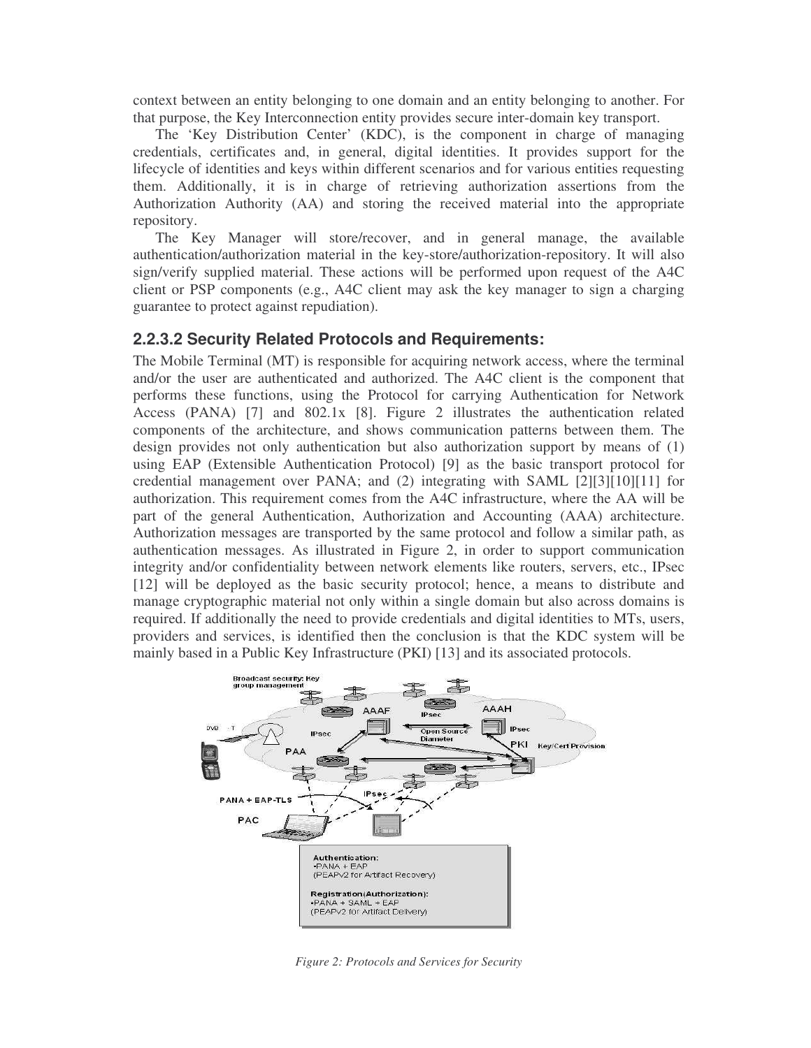context between an entity belonging to one domain and an entity belonging to another. For that purpose, the Key Interconnection entity provides secure inter-domain key transport.

The 'Key Distribution Center' (KDC), is the component in charge of managing credentials, certificates and, in general, digital identities. It provides support for the lifecycle of identities and keys within different scenarios and for various entities requesting them. Additionally, it is in charge of retrieving authorization assertions from the Authorization Authority (AA) and storing the received material into the appropriate repository.

The Key Manager will store/recover, and in general manage, the available authentication/authorization material in the key-store/authorization-repository. It will also sign/verify supplied material. These actions will be performed upon request of the A4C client or PSP components (e.g., A4C client may ask the key manager to sign a charging guarantee to protect against repudiation).

### 2.2.3.2 Security Related Protocols and Requirements:

The Mobile Terminal (MT) is responsible for acquiring network access, where the terminal and/or the user are authenticated and authorized. The A4C client is the component that performs these functions, using the Protocol for carrying Authentication for Network Access (PANA) [7] and 802.1x [8]. Figure 2 illustrates the authentication related components of the architecture, and shows communication patterns between them. The design provides not only authentication but also authorization support by means of (1) using EAP (Extensible Authentication Protocol) [9] as the basic transport protocol for credential management over PANA; and (2) integrating with SAML [2][3][10][11] for authorization. This requirement comes from the A4C infrastructure, where the AA will be part of the general Authentication, Authorization and Accounting (AAA) architecture. Authorization messages are transported by the same protocol and follow a similar path, as authentication messages. As illustrated in Figure 2, in order to support communication integrity and/or confidentiality between network elements like routers, servers, etc., IPsec [12] will be deployed as the basic security protocol; hence, a means to distribute and manage cryptographic material not only within a single domain but also across domains is required. If additionally the need to provide credentials and digital identities to MTs, users, providers and services, is identified then the conclusion is that the KDC system will be mainly based in a Public Key Infrastructure (PKI) [13] and its associated protocols.

*Figure 2: Protocols and Services for Security*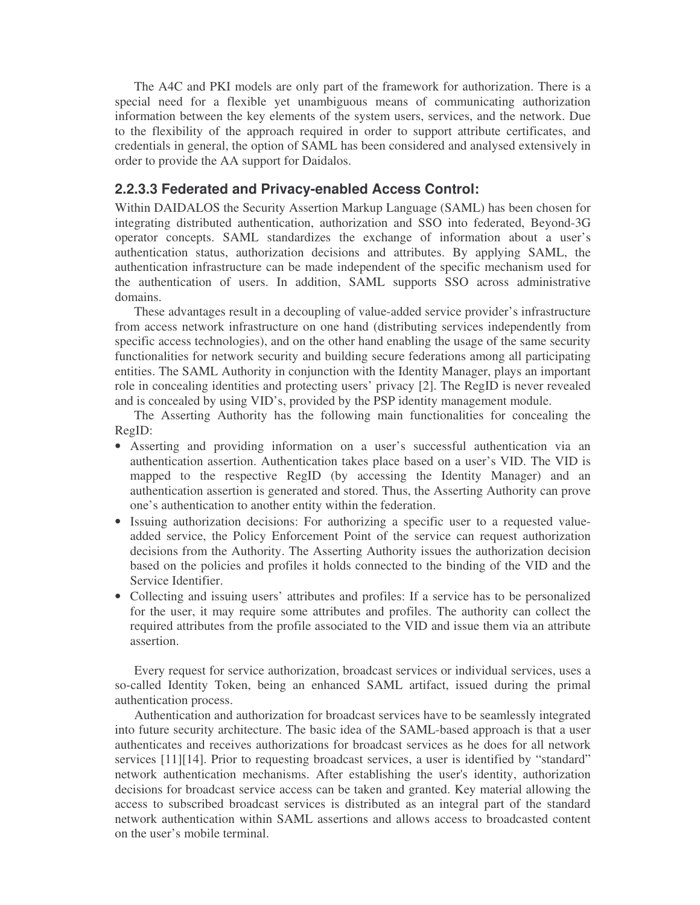The A4C and PKI models are only part of the framework for authorization. There is a special need for a flexible yet unambiguous means of communicating authorization information between the key elements of the system users, services, and the network. Due to the flexibility of the approach required in order to support attribute certificates, and credentials in general, the option of SAML has been considered and analysed extensively in order to provide the AA support for Daidalos.

### 2.2.3.3 Federated and Privacy-enabled Access Control:

Within DAIDALOS the Security Assertion Markup Language (SAML) has been chosen for integrating distributed authentication, authorization and SSO into federated, Beyond-3G operator concepts. SAML standardizes the exchange of information about a user's authentication status, authorization decisions and attributes. By applying SAML, the authentication infrastructure can be made independent of the specific mechanism used for the authentication of users. In addition, SAML supports SSO across administrative domains.

These advantages result in a decoupling of value-added service provider's infrastructure from access network infrastructure on one hand (distributing services independently from specific access technologies), and on the other hand enabling the usage of the same security functionalities for network security and building secure federations among all participating entities. The SAML Authority in conjunction with the Identity Manager, plays an important role in concealing identities and protecting users' privacy [2]. The RegID is never revealed and is concealed by using VID's, provided by the PSP identity management module.

The Asserting Authority has the following main functionalities for concealing the RegID:

- Asserting and providing information on a user's successful authentication via an authentication assertion. Authentication takes place based on a user's VID. The VID is mapped to the respective RegID (by accessing the Identity Manager) and an authentication assertion is generated and stored. Thus, the Asserting Authority can prove one's authentication to another entity within the federation.
- Issuing authorization decisions: For authorizing a specific user to a requested value-added service, the Policy Enforcement Point of the service can request authorization decisions from the Authority. The Asserting Authority issues the authorization decision based on the policies and profiles it holds connected to the binding of the VID and the Service Identifier.
- Collecting and issuing users' attributes and profiles: If a service has to be personalized for the user, it may require some attributes and profiles. The authority can collect the required attributes from the profile associated to the VID and issue them via an attribute assertion.

Every request for service authorization, broadcast services or individual services, uses a so-called Identity Token, being an enhanced SAML artifact, issued during the primal authentication process.

Authentication and authorization for broadcast services have to be seamlessly integrated into future security architecture. The basic idea of the SAML-based approach is that a user authenticates and receives authorizations for broadcast services as he does for all network services [11][14]. Prior to requesting broadcast services, a user is identified by "standard" network authentication mechanisms. After establishing the user's identity, authorization decisions for broadcast service access can be taken and granted. Key material allowing the access to subscribed broadcast services is distributed as an integral part of the standard network authentication within SAML assertions and allows access to broadcasted content on the user's mobile terminal.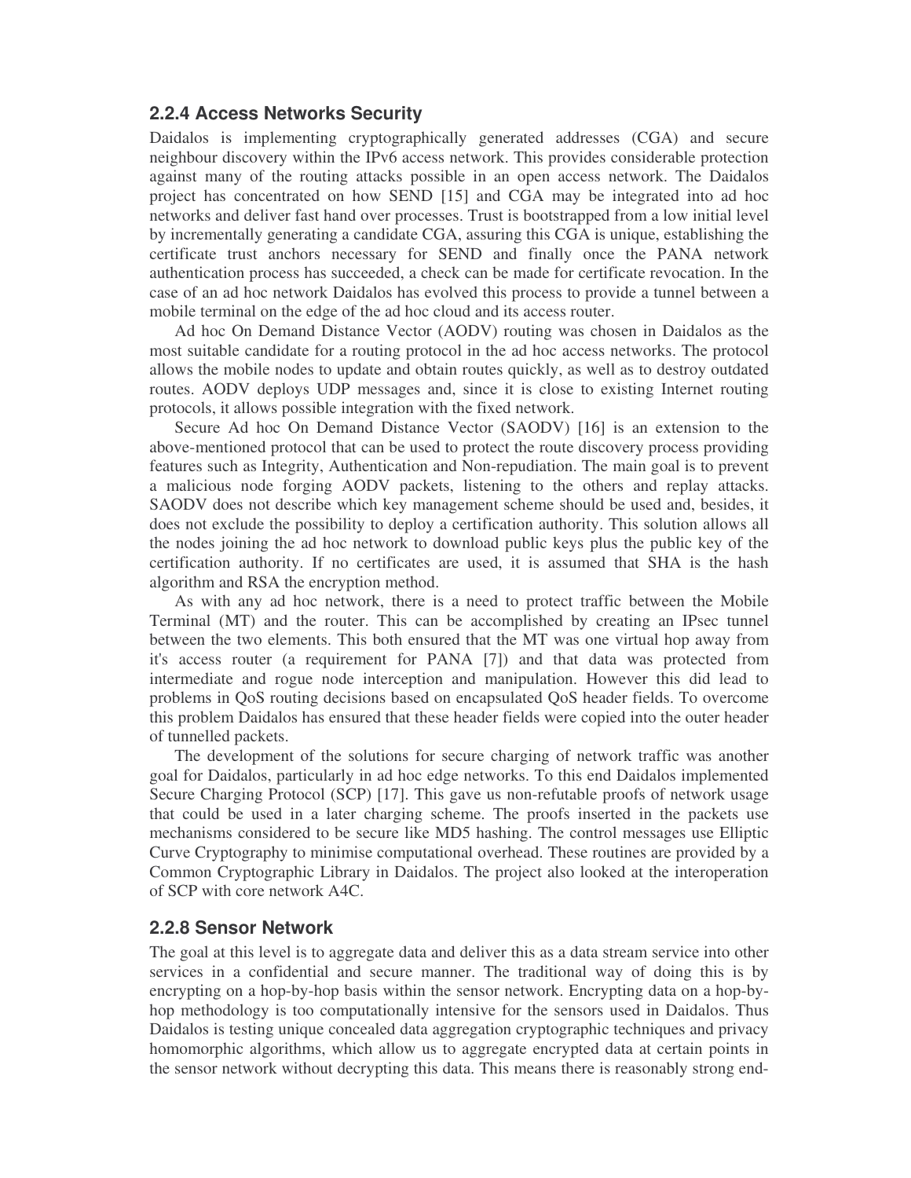### 2.2.4 Access Networks Security

Daidalos is implementing cryptographically generated addresses (CGA) and secure neighbour discovery within the IPv6 access network. This provides considerable protection against many of the routing attacks possible in an open access network. The Daidalos project has concentrated on how SEND [15] and CGA may be integrated into ad hoc networks and deliver fast hand over processes. Trust is bootstrapped from a low initial level by incrementally generating a candidate CGA, assuring this CGA is unique, establishing the certificate trust anchors necessary for SEND and finally once the PANA network authentication process has succeeded, a check can be made for certificate revocation. In the case of an ad hoc network Daidalos has evolved this process to provide a tunnel between a mobile terminal on the edge of the ad hoc cloud and its access router.

Ad hoc On Demand Distance Vector (AODV) routing was chosen in Daidalos as the most suitable candidate for a routing protocol in the ad hoc access networks. The protocol allows the mobile nodes to update and obtain routes quickly, as well as to destroy outdated routes. AODV deploys UDP messages and, since it is close to existing Internet routing protocols, it allows possible integration with the fixed network.

Secure Ad hoc On Demand Distance Vector (SAODV) [16] is an extension to the above-mentioned protocol that can be used to protect the route discovery process providing features such as Integrity, Authentication and Non-repudiation. The main goal is to prevent a malicious node forging AODV packets, listening to the others and replay attacks. SAODV does not describe which key management scheme should be used and, besides, it does not exclude the possibility to deploy a certification authority. This solution allows all the nodes joining the ad hoc network to download public keys plus the public key of the certification authority. If no certificates are used, it is assumed that SHA is the hash algorithm and RSA the encryption method.

As with any ad hoc network, there is a need to protect traffic between the Mobile Terminal (MT) and the router. This can be accomplished by creating an IPsec tunnel between the two elements. This both ensured that the MT was one virtual hop away from it's access router (a requirement for PANA [7]) and that data was protected from intermediate and rogue node interception and manipulation. However this did lead to problems in QoS routing decisions based on encapsulated QoS header fields. To overcome this problem Daidalos has ensured that these header fields were copied into the outer header of tunnelled packets.

The development of the solutions for secure charging of network traffic was another goal for Daidalos, particularly in ad hoc edge networks. To this end Daidalos implemented Secure Charging Protocol (SCP) [17]. This gave us non-refutable proofs of network usage that could be used in a later charging scheme. The proofs inserted in the packets use mechanisms considered to be secure like MD5 hashing. The control messages use Elliptic Curve Cryptography to minimise computational overhead. These routines are provided by a Common Cryptographic Library in Daidalos. The project also looked at the interoperation of SCP with core network A4C.

### 2.2.8 Sensor Network

The goal at this level is to aggregate data and deliver this as a data stream service into other services in a confidential and secure manner. The traditional way of doing this is by encrypting on a hop-by-hop basis within the sensor network. Encrypting data on a hop-by-hop methodology is too computationally intensive for the sensors used in Daidalos. Thus Daidalos is testing unique concealed data aggregation cryptographic techniques and privacy homomorphic algorithms, which allow us to aggregate encrypted data at certain points in the sensor network without decrypting this data. This means there is reasonably strong end-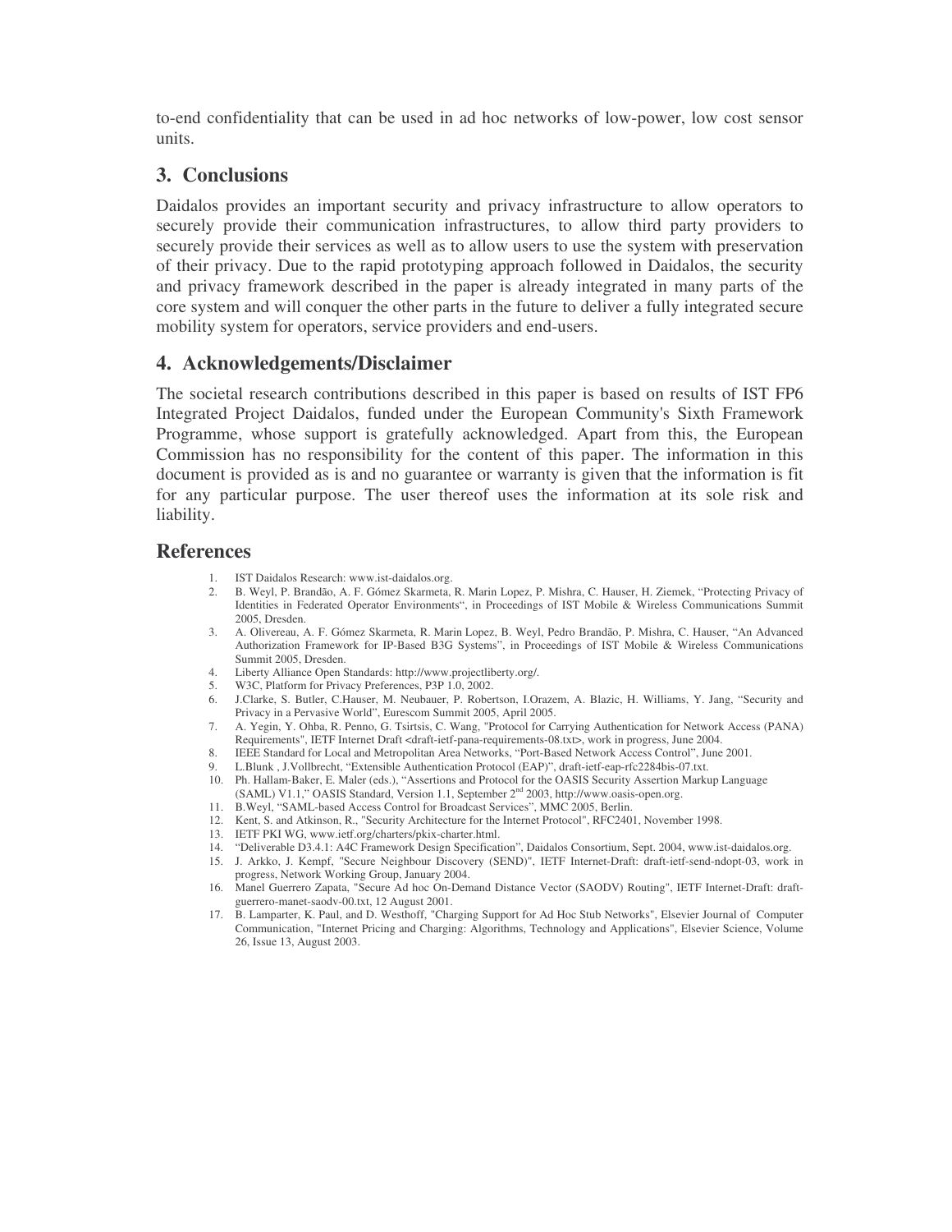to-end confidentiality that can be used in ad hoc networks of low-power, low cost sensor units.

## 3. Conclusions

Daidalos provides an important security and privacy infrastructure to allow operators to securely provide their communication infrastructures, to allow third party providers to securely provide their services as well as to allow users to use the system with preservation of their privacy. Due to the rapid prototyping approach followed in Daidalos, the security and privacy framework described in the paper is already integrated in many parts of the core system and will conquer the other parts in the future to deliver a fully integrated secure mobility system for operators, service providers and end-users.

## 4. Acknowledgements/Disclaimer

The societal research contributions described in this paper is based on results of IST FP6 Integrated Project Daidalos, funded under the European Community's Sixth Framework Programme, whose support is gratefully acknowledged. Apart from this, the European Commission has no responsibility for the content of this paper. The information in this document is provided as is and no guarantee or warranty is given that the information is fit for any particular purpose. The user thereof uses the information at its sole risk and liability.

## References

1. IST Daidalos Research: www.ist-daidalos.org.
2. B. Weyl, P. Brandão, A. F. Gómez Skarmeta, R. Marin Lopez, P. Mishra, C. Hauser, H. Ziemek, "Protecting Privacy of Identities in Federated Operator Environments", in Proceedings of IST Mobile & Wireless Communications Summit 2005, Dresden.
3. A. Olivereau, A. F. Gómez Skarmeta, R. Marin Lopez, B. Weyl, Pedro Brandão, P. Mishra, C. Hauser, "An Advanced Authorization Framework for IP-Based B3G Systems", in Proceedings of IST Mobile & Wireless Communications Summit 2005, Dresden.
4. Liberty Alliance Open Standards: http://www.projectliberty.org/.
5. W3C, Platform for Privacy Preferences, P3P 1.0, 2002.
6. J.Clarke, S. Butler, C.Hauser, M. Neubauer, P. Robertson, I.Orazem, A. Blazic, H. Williams, Y. Jang, "Security and Privacy in a Pervasive World", Eurescom Summit 2005, April 2005.
7. A. Yegin, Y. Ohba, R. Penno, G. Tsirtsis, C. Wang, "Protocol for Carrying Authentication for Network Access (PANA) Requirements", IETF Internet Draft <draft-ietf-pana-requirements-08.txt>, work in progress, June 2004.
8. IEEE Standard for Local and Metropolitan Area Networks, "Port-Based Network Access Control", June 2001.
9. L.Blunk , J.Vollbrecht, "Extensible Authentication Protocol (EAP)", draft-ietf-eap-rfc2284bis-07.txt.
10. Ph. Hallam-Baker, E. Maler (eds.), "Assertions and Protocol for the OASIS Security Assertion Markup Language (SAML) V1.1," OASIS Standard, Version 1.1, September 2nd 2003, http://www.oasis-open.org.
11. B.Weyl, "SAML-based Access Control for Broadcast Services", MMC 2005, Berlin.
12. Kent, S. and Atkinson, R., "Security Architecture for the Internet Protocol", RFC2401, November 1998.
13. IETF PKI WG, www.ietf.org/charters/pkix-charter.html.
14. "Deliverable D3.4.1: A4C Framework Design Specification", Daidalos Consortium, Sept. 2004, www.ist-daidalos.org.
15. J. Arkko, J. Kempf, "Secure Neighbour Discovery (SEND)", IETF Internet-Draft: draft-ietf-send-ndopt-03, work in progress, Network Working Group, January 2004.
16. Manel Guerrero Zapata, "Secure Ad hoc On-Demand Distance Vector (SAODV) Routing", IETF Internet-Draft: draft-guerrero-manet-saodv-00.txt, 12 August 2001.
17. B. Lamparter, K. Paul, and D. Westhoff, "Charging Support for Ad Hoc Stub Networks", Elsevier Journal of Computer Communication, "Internet Pricing and Charging: Algorithms, Technology and Applications", Elsevier Science, Volume 26, Issue 13, August 2003.